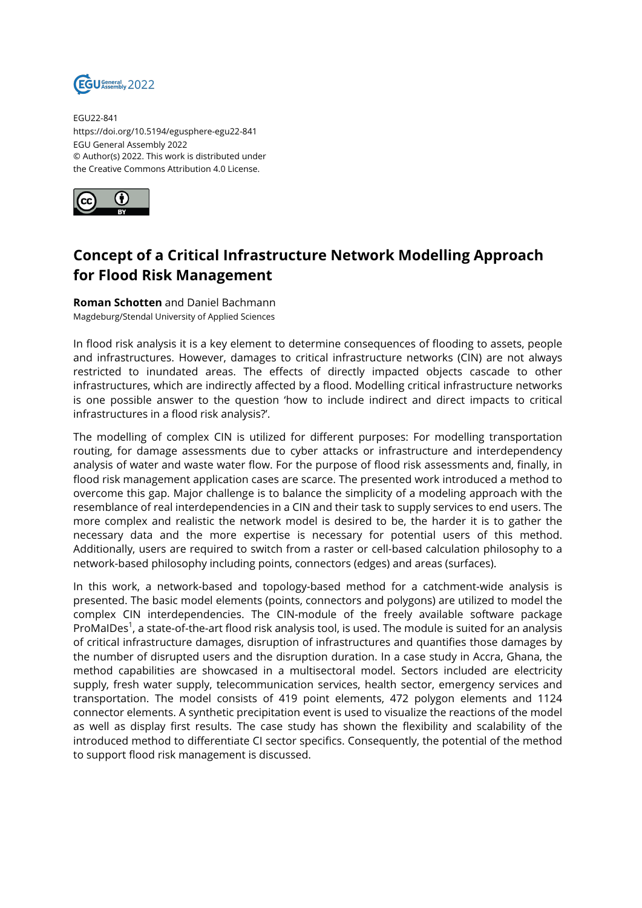EGU22-841
https://doi.org/10.5194/egusphere-egu22-841
EGU General Assembly 2022
© Author(s) 2022. This work is distributed under the Creative Commons Attribution 4.0 License.

# Concept of a Critical Infrastructure Network Modelling Approach for Flood Risk Management

**Roman Schotten** and Daniel Bachmann
Magdeburg/Stendal University of Applied Sciences

In flood risk analysis it is a key element to determine consequences of flooding to assets, people and infrastructures. However, damages to critical infrastructure networks (CIN) are not always restricted to inundated areas. The effects of directly impacted objects cascade to other infrastructures, which are indirectly affected by a flood. Modelling critical infrastructure networks is one possible answer to the question 'how to include indirect and direct impacts to critical infrastructures in a flood risk analysis?'.

The modelling of complex CIN is utilized for different purposes: For modelling transportation routing, for damage assessments due to cyber attacks or infrastructure and interdependency analysis of water and waste water flow. For the purpose of flood risk assessments and, finally, in flood risk management application cases are scarce. The presented work introduced a method to overcome this gap. Major challenge is to balance the simplicity of a modeling approach with the resemblance of real interdependencies in a CIN and their task to supply services to end users. The more complex and realistic the network model is desired to be, the harder it is to gather the necessary data and the more expertise is necessary for potential users of this method. Additionally, users are required to switch from a raster or cell-based calculation philosophy to a network-based philosophy including points, connectors (edges) and areas (surfaces).

In this work, a network-based and topology-based method for a catchment-wide analysis is presented. The basic model elements (points, connectors and polygons) are utilized to model the complex CIN interdependencies. The CIN-module of the freely available software package ProMaIDes[1], a state-of-the-art flood risk analysis tool, is used. The module is suited for an analysis of critical infrastructure damages, disruption of infrastructures and quantifies those damages by the number of disrupted users and the disruption duration. In a case study in Accra, Ghana, the method capabilities are showcased in a multisectoral model. Sectors included are electricity supply, fresh water supply, telecommunication services, health sector, emergency services and transportation. The model consists of 419 point elements, 472 polygon elements and 1124 connector elements. A synthetic precipitation event is used to visualize the reactions of the model as well as display first results. The case study has shown the flexibility and scalability of the introduced method to differentiate CI sector specifics. Consequently, the potential of the method to support flood risk management is discussed.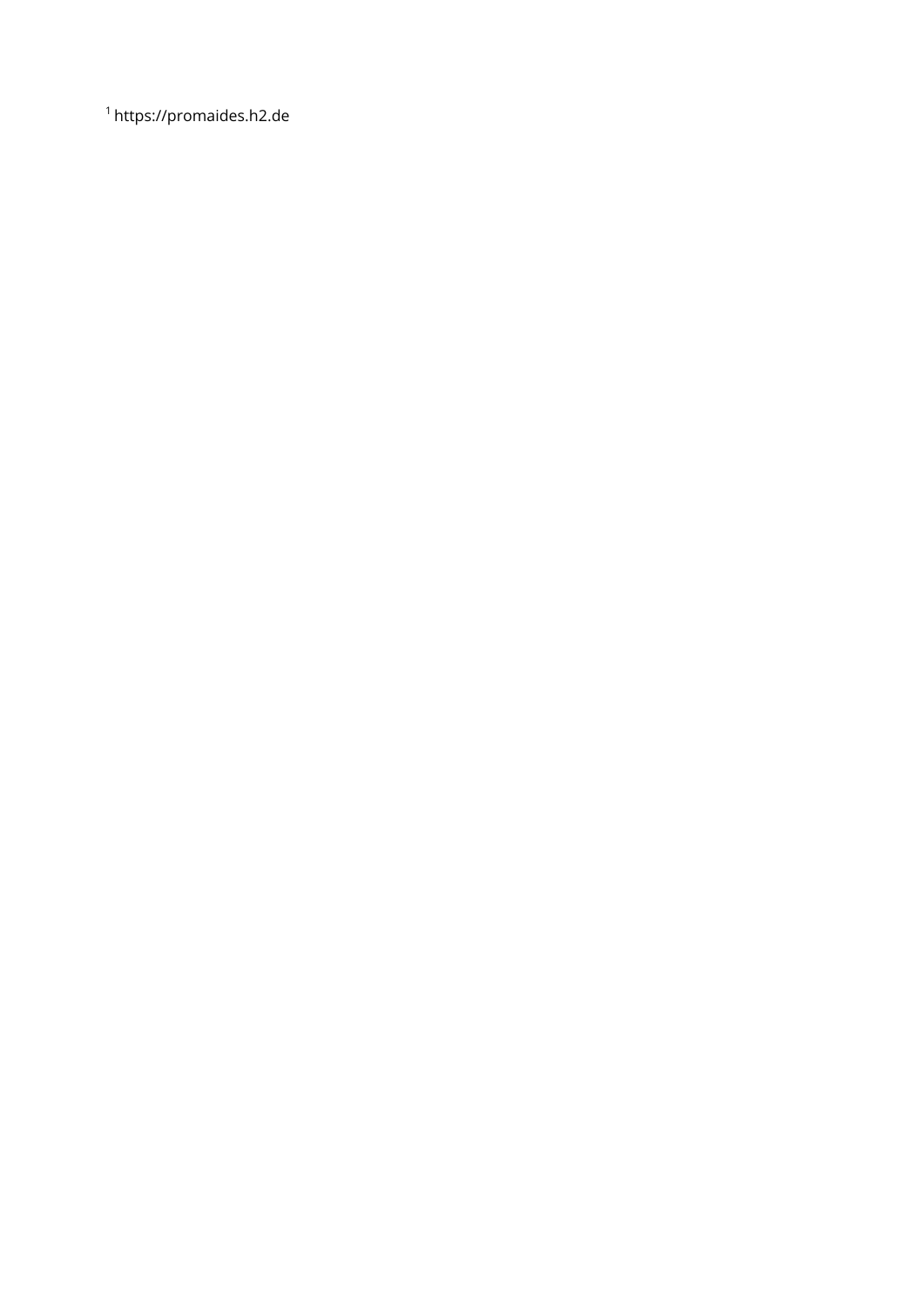[1] https://promaides.h2.de